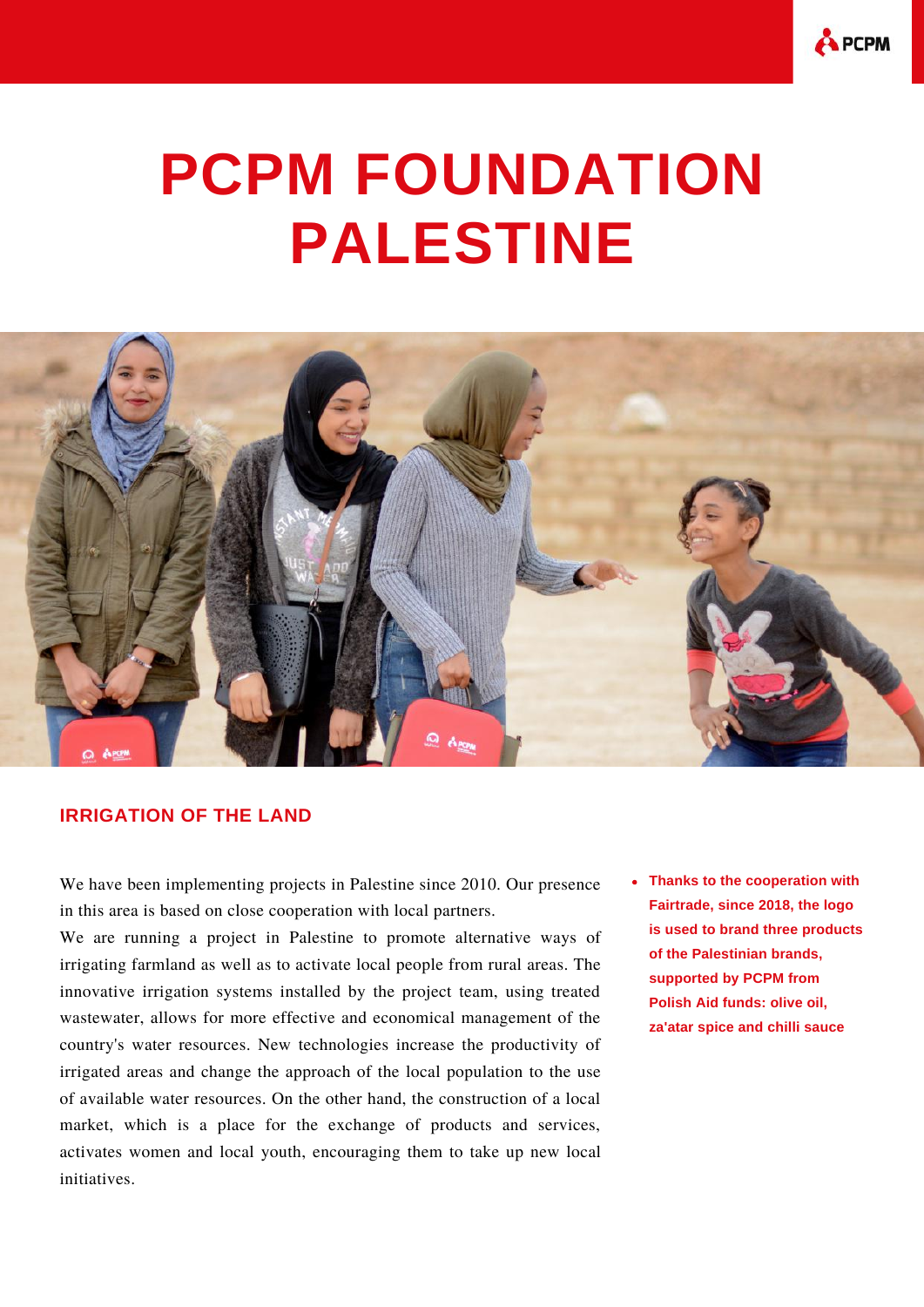# PCPM FOUNDATION PALESTINE

## IRRIGATION OF THE LAND

We have been implementing projects in Palestine since 2010. Our presence in this area is based on close cooperation with local partners.

We are running a project in Palestine to promote alternative ways of irrigating farmland as well as to activate local people from rural areas. The innovative irrigation systems installed by the project team, using treated wastewater, allows for more effective and economical management of the country's water resources. New technologies increase the productivity of irrigated areas and change the approach of the local population to the use of available water resources. On the other hand, the construction of a local market, which is a place for the exchange of products and services, activates women and local youth, encouraging them to take up new local initiatives.

- **Thanks to the cooperation with Fairtrade, since 2018, the logo is used to brand three products of the Palestinian brands, supported by PCPM from Polish Aid funds: olive oil, za'atar spice and chilli sauce**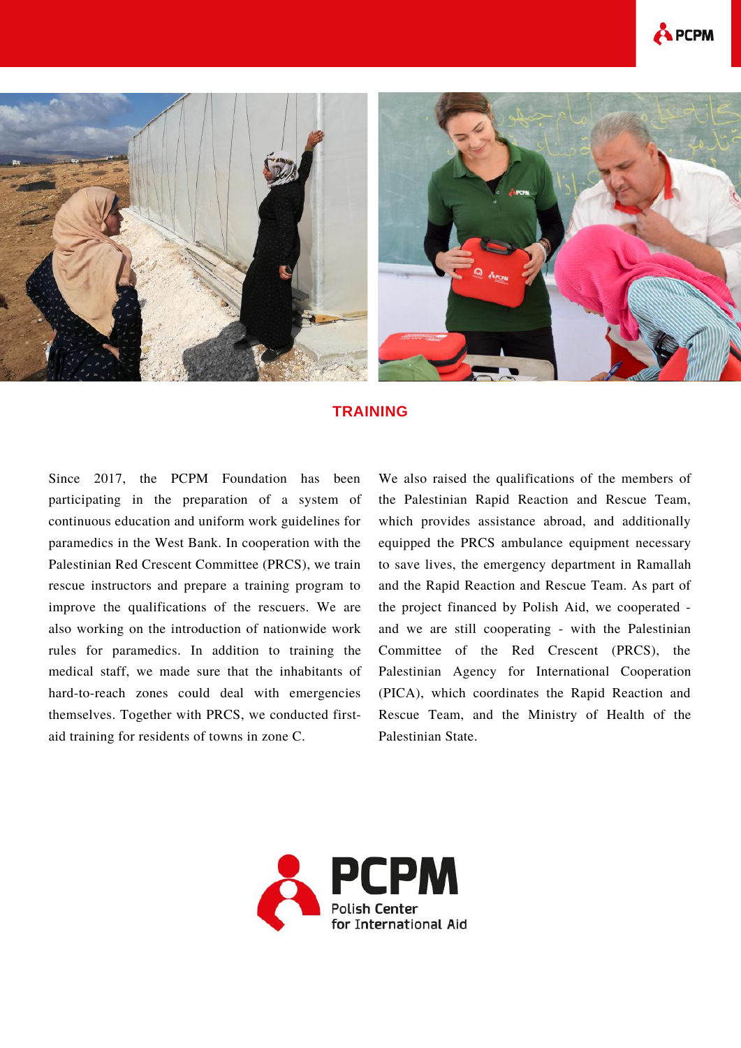## TRAINING

Since 2017, the PCPM Foundation has been participating in the preparation of a system of continuous education and uniform work guidelines for paramedics in the West Bank. In cooperation with the Palestinian Red Crescent Committee (PRCS), we train rescue instructors and prepare a training program to improve the qualifications of the rescuers. We are also working on the introduction of nationwide work rules for paramedics. In addition to training the medical staff, we made sure that the inhabitants of hard-to-reach zones could deal with emergencies themselves. Together with PRCS, we conducted first-aid training for residents of towns in zone C.

We also raised the qualifications of the members of the Palestinian Rapid Reaction and Rescue Team, which provides assistance abroad, and additionally equipped the PRCS ambulance equipment necessary to save lives, the emergency department in Ramallah and the Rapid Reaction and Rescue Team. As part of the project financed by Polish Aid, we cooperated - and we are still cooperating - with the Palestinian Committee of the Red Crescent (PRCS), the Palestinian Agency for International Cooperation (PICA), which coordinates the Rapid Reaction and Rescue Team, and the Ministry of Health of the Palestinian State.

PCPM
Polish Center for International Aid